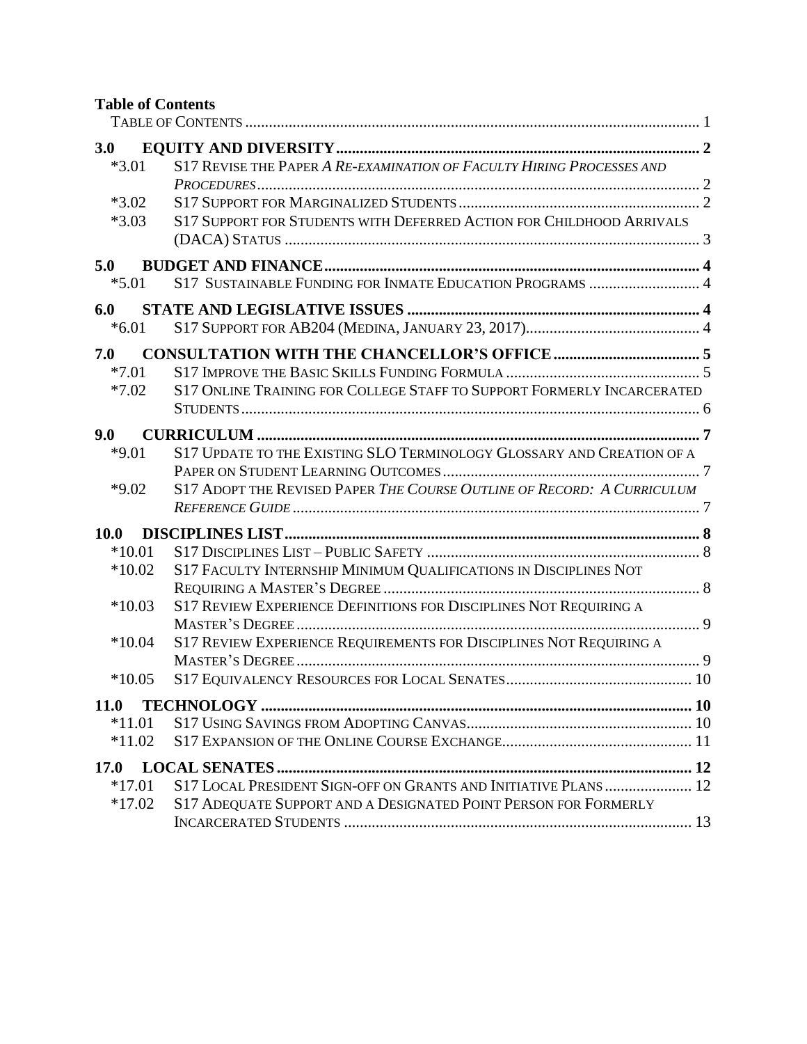**Table of Contents**

TABLE OF CONTENTS .......... 1

**3.0 EQUITY AND DIVERSITY** .......... **2**

*3.01 S17 REVISE THE PAPER *A RE-EXAMINATION OF FACULTY HIRING PROCESSES AND PROCEDURES* .......... 2

*3.02 S17 SUPPORT FOR MARGINALIZED STUDENTS .......... 2

*3.03 S17 SUPPORT FOR STUDENTS WITH DEFERRED ACTION FOR CHILDHOOD ARRIVALS (DACA) STATUS .......... 3

**5.0 BUDGET AND FINANCE** .......... **4**

*5.01 S17 SUSTAINABLE FUNDING FOR INMATE EDUCATION PROGRAMS .......... 4

**6.0 STATE AND LEGISLATIVE ISSUES** .......... **4**

*6.01 S17 SUPPORT FOR AB204 (MEDINA, JANUARY 23, 2017) .......... 4

**7.0 CONSULTATION WITH THE CHANCELLOR'S OFFICE** .......... **5**

*7.01 S17 IMPROVE THE BASIC SKILLS FUNDING FORMULA .......... 5

*7.02 S17 ONLINE TRAINING FOR COLLEGE STAFF TO SUPPORT FORMERLY INCARCERATED STUDENTS .......... 6

**9.0 CURRICULUM** .......... **7**

*9.01 S17 UPDATE TO THE EXISTING SLO TERMINOLOGY GLOSSARY AND CREATION OF A PAPER ON STUDENT LEARNING OUTCOMES .......... 7

*9.02 S17 ADOPT THE REVISED PAPER *THE COURSE OUTLINE OF RECORD: A CURRICULUM REFERENCE GUIDE* .......... 7

**10.0 DISCIPLINES LIST** .......... **8**

*10.01 S17 DISCIPLINES LIST – PUBLIC SAFETY .......... 8

*10.02 S17 FACULTY INTERNSHIP MINIMUM QUALIFICATIONS IN DISCIPLINES NOT REQUIRING A MASTER'S DEGREE .......... 8

*10.03 S17 REVIEW EXPERIENCE DEFINITIONS FOR DISCIPLINES NOT REQUIRING A MASTER'S DEGREE .......... 9

*10.04 S17 REVIEW EXPERIENCE REQUIREMENTS FOR DISCIPLINES NOT REQUIRING A MASTER'S DEGREE .......... 9

*10.05 S17 EQUIVALENCY RESOURCES FOR LOCAL SENATES .......... 10

**11.0 TECHNOLOGY** .......... **10**

*11.01 S17 USING SAVINGS FROM ADOPTING CANVAS .......... 10

*11.02 S17 EXPANSION OF THE ONLINE COURSE EXCHANGE .......... 11

**17.0 LOCAL SENATES** .......... **12**

*17.01 S17 LOCAL PRESIDENT SIGN-OFF ON GRANTS AND INITIATIVE PLANS .......... 12

*17.02 S17 ADEQUATE SUPPORT AND A DESIGNATED POINT PERSON FOR FORMERLY INCARCERATED STUDENTS .......... 13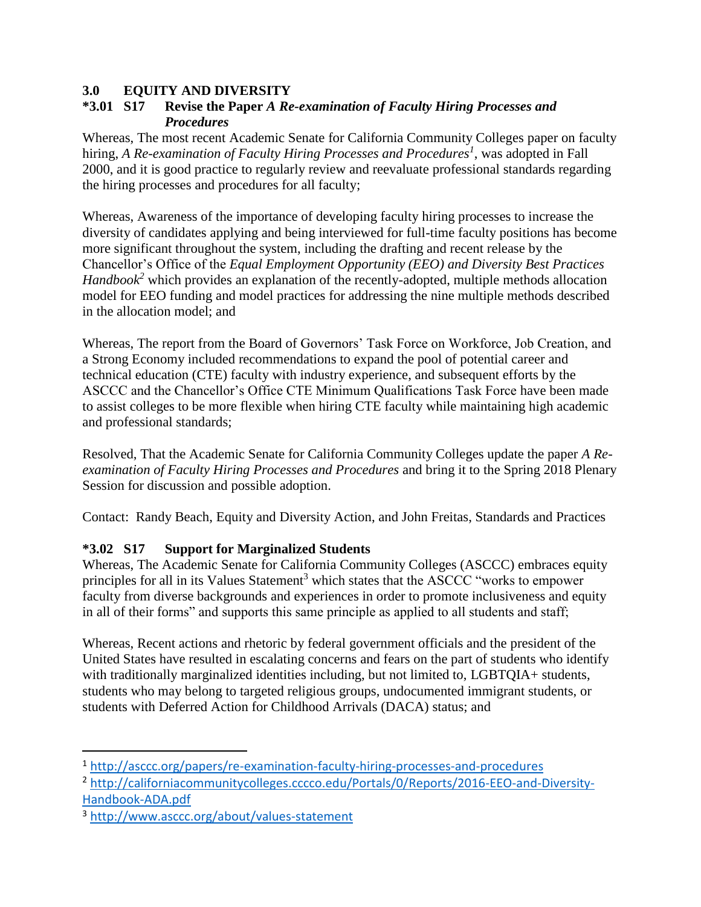## 3.0 EQUITY AND DIVERSITY

### *3.01 S17 Revise the Paper *A Re-examination of Faculty Hiring Processes and Procedures*

Whereas, The most recent Academic Senate for California Community Colleges paper on faculty hiring, *A Re-examination of Faculty Hiring Processes and Procedures*[1], was adopted in Fall 2000, and it is good practice to regularly review and reevaluate professional standards regarding the hiring processes and procedures for all faculty;

Whereas, Awareness of the importance of developing faculty hiring processes to increase the diversity of candidates applying and being interviewed for full-time faculty positions has become more significant throughout the system, including the drafting and recent release by the Chancellor's Office of the *Equal Employment Opportunity (EEO) and Diversity Best Practices Handbook*[2] which provides an explanation of the recently-adopted, multiple methods allocation model for EEO funding and model practices for addressing the nine multiple methods described in the allocation model; and

Whereas, The report from the Board of Governors' Task Force on Workforce, Job Creation, and a Strong Economy included recommendations to expand the pool of potential career and technical education (CTE) faculty with industry experience, and subsequent efforts by the ASCCC and the Chancellor's Office CTE Minimum Qualifications Task Force have been made to assist colleges to be more flexible when hiring CTE faculty while maintaining high academic and professional standards;

Resolved, That the Academic Senate for California Community Colleges update the paper *A Re-examination of Faculty Hiring Processes and Procedures* and bring it to the Spring 2018 Plenary Session for discussion and possible adoption.

Contact: Randy Beach, Equity and Diversity Action, and John Freitas, Standards and Practices

### *3.02 S17 Support for Marginalized Students

Whereas, The Academic Senate for California Community Colleges (ASCCC) embraces equity principles for all in its Values Statement[3] which states that the ASCCC "works to empower faculty from diverse backgrounds and experiences in order to promote inclusiveness and equity in all of their forms" and supports this same principle as applied to all students and staff;

Whereas, Recent actions and rhetoric by federal government officials and the president of the United States have resulted in escalating concerns and fears on the part of students who identify with traditionally marginalized identities including, but not limited to, LGBTQIA+ students, students who may belong to targeted religious groups, undocumented immigrant students, or students with Deferred Action for Childhood Arrivals (DACA) status; and

---

[1] http://asccc.org/papers/re-examination-faculty-hiring-processes-and-procedures

[2] http://californiacommunitycolleges.cccco.edu/Portals/0/Reports/2016-EEO-and-Diversity-Handbook-ADA.pdf

[3] http://www.asccc.org/about/values-statement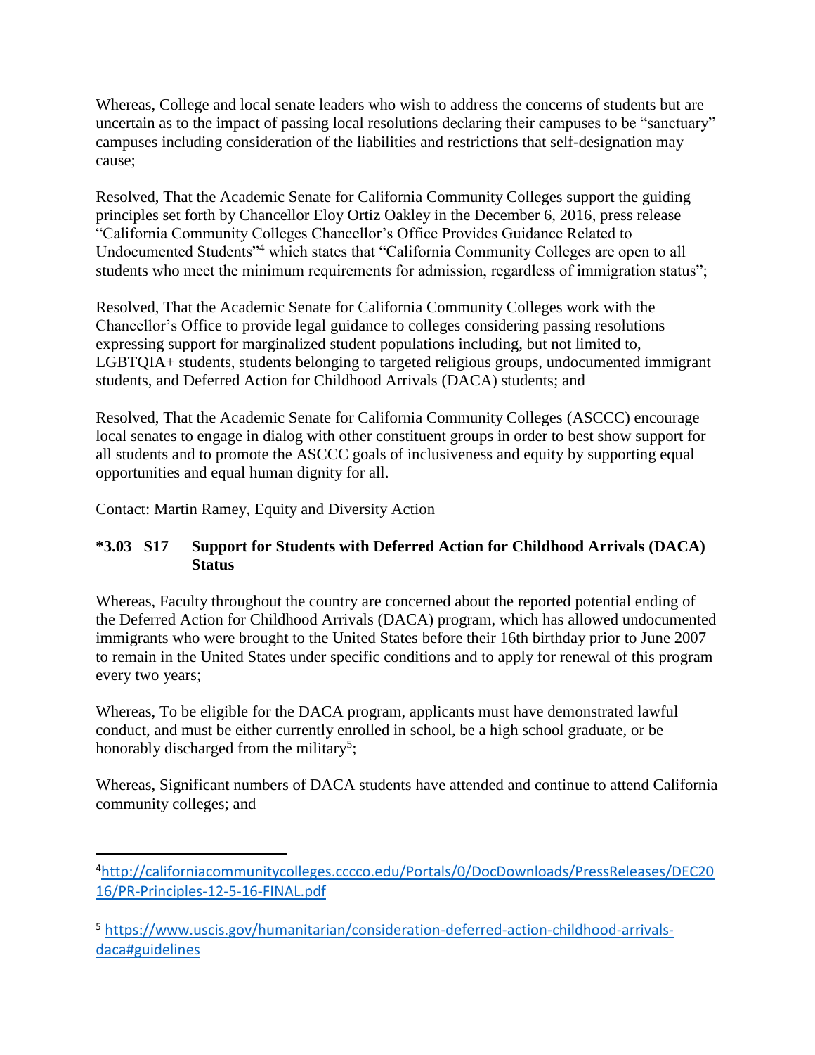Whereas, College and local senate leaders who wish to address the concerns of students but are uncertain as to the impact of passing local resolutions declaring their campuses to be "sanctuary" campuses including consideration of the liabilities and restrictions that self-designation may cause;

Resolved, That the Academic Senate for California Community Colleges support the guiding principles set forth by Chancellor Eloy Ortiz Oakley in the December 6, 2016, press release "California Community Colleges Chancellor's Office Provides Guidance Related to Undocumented Students"[4] which states that "California Community Colleges are open to all students who meet the minimum requirements for admission, regardless of immigration status";

Resolved, That the Academic Senate for California Community Colleges work with the Chancellor's Office to provide legal guidance to colleges considering passing resolutions expressing support for marginalized student populations including, but not limited to, LGBTQIA+ students, students belonging to targeted religious groups, undocumented immigrant students, and Deferred Action for Childhood Arrivals (DACA) students; and

Resolved, That the Academic Senate for California Community Colleges (ASCCC) encourage local senates to engage in dialog with other constituent groups in order to best show support for all students and to promote the ASCCC goals of inclusiveness and equity by supporting equal opportunities and equal human dignity for all.

Contact: Martin Ramey, Equity and Diversity Action

### *3.03 S17 Support for Students with Deferred Action for Childhood Arrivals (DACA) Status

Whereas, Faculty throughout the country are concerned about the reported potential ending of the Deferred Action for Childhood Arrivals (DACA) program, which has allowed undocumented immigrants who were brought to the United States before their 16th birthday prior to June 2007 to remain in the United States under specific conditions and to apply for renewal of this program every two years;

Whereas, To be eligible for the DACA program, applicants must have demonstrated lawful conduct, and must be either currently enrolled in school, be a high school graduate, or be honorably discharged from the military[5];

Whereas, Significant numbers of DACA students have attended and continue to attend California community colleges; and

---

[4] http://californiacommunitycolleges.cccco.edu/Portals/0/DocDownloads/PressReleases/DEC2016/PR-Principles-12-5-16-FINAL.pdf

[5] https://www.uscis.gov/humanitarian/consideration-deferred-action-childhood-arrivals-daca#guidelines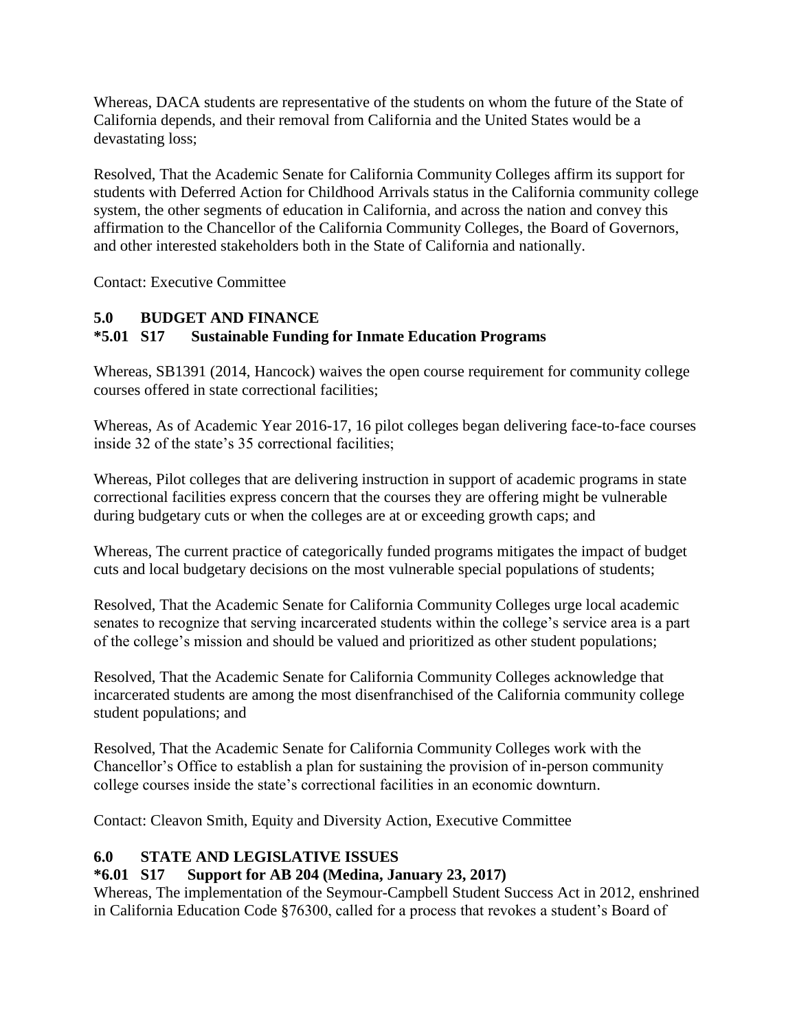Whereas, DACA students are representative of the students on whom the future of the State of California depends, and their removal from California and the United States would be a devastating loss;

Resolved, That the Academic Senate for California Community Colleges affirm its support for students with Deferred Action for Childhood Arrivals status in the California community college system, the other segments of education in California, and across the nation and convey this affirmation to the Chancellor of the California Community Colleges, the Board of Governors, and other interested stakeholders both in the State of California and nationally.

Contact: Executive Committee

## 5.0 BUDGET AND FINANCE

### *5.01 S17 Sustainable Funding for Inmate Education Programs

Whereas, SB1391 (2014, Hancock) waives the open course requirement for community college courses offered in state correctional facilities;

Whereas, As of Academic Year 2016-17, 16 pilot colleges began delivering face-to-face courses inside 32 of the state's 35 correctional facilities;

Whereas, Pilot colleges that are delivering instruction in support of academic programs in state correctional facilities express concern that the courses they are offering might be vulnerable during budgetary cuts or when the colleges are at or exceeding growth caps; and

Whereas, The current practice of categorically funded programs mitigates the impact of budget cuts and local budgetary decisions on the most vulnerable special populations of students;

Resolved, That the Academic Senate for California Community Colleges urge local academic senates to recognize that serving incarcerated students within the college's service area is a part of the college's mission and should be valued and prioritized as other student populations;

Resolved, That the Academic Senate for California Community Colleges acknowledge that incarcerated students are among the most disenfranchised of the California community college student populations; and

Resolved, That the Academic Senate for California Community Colleges work with the Chancellor's Office to establish a plan for sustaining the provision of in-person community college courses inside the state's correctional facilities in an economic downturn.

Contact: Cleavon Smith, Equity and Diversity Action, Executive Committee

## 6.0 STATE AND LEGISLATIVE ISSUES

### *6.01 S17 Support for AB 204 (Medina, January 23, 2017)

Whereas, The implementation of the Seymour-Campbell Student Success Act in 2012, enshrined in California Education Code §76300, called for a process that revokes a student's Board of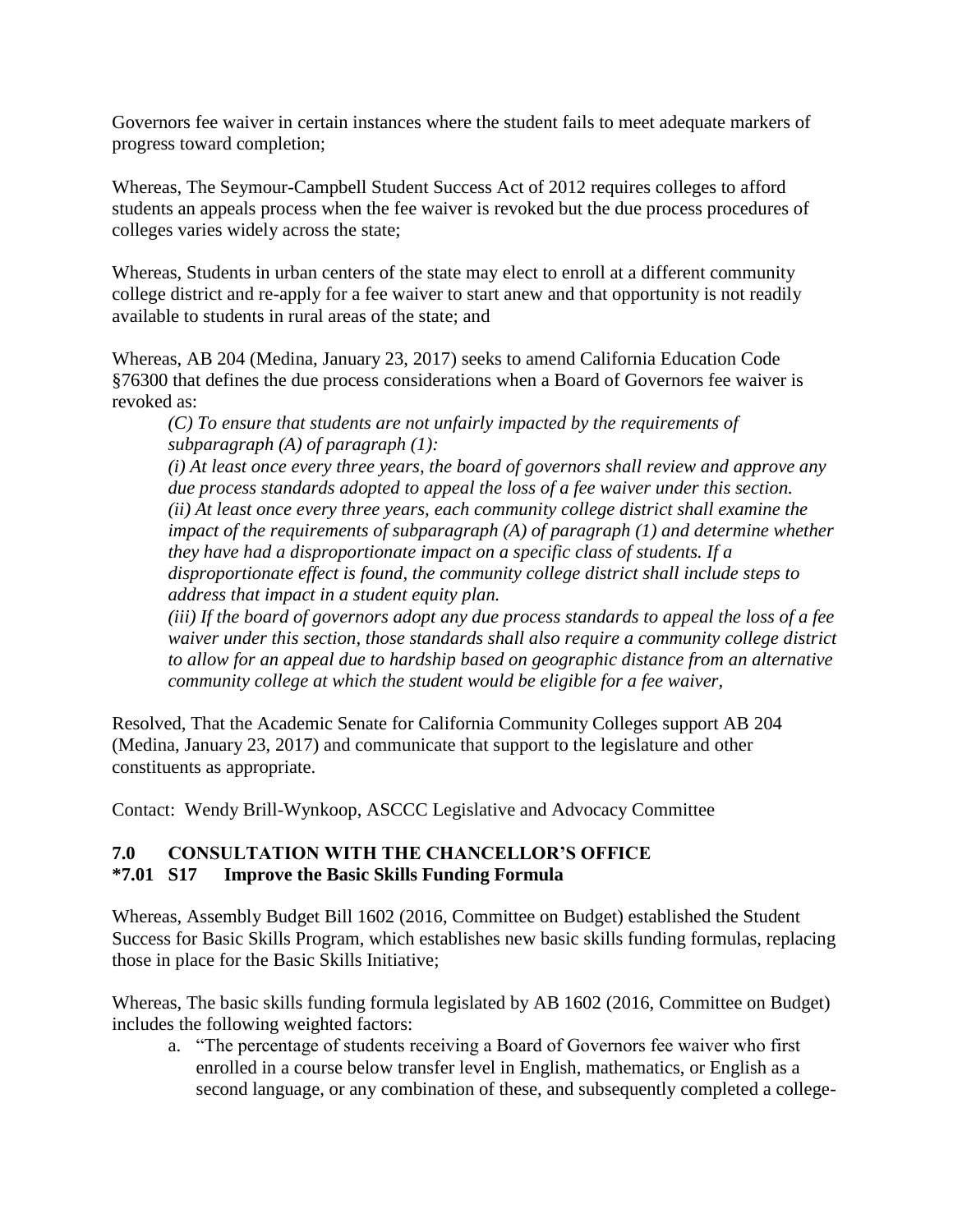Governors fee waiver in certain instances where the student fails to meet adequate markers of progress toward completion;

Whereas, The Seymour-Campbell Student Success Act of 2012 requires colleges to afford students an appeals process when the fee waiver is revoked but the due process procedures of colleges varies widely across the state;

Whereas, Students in urban centers of the state may elect to enroll at a different community college district and re-apply for a fee waiver to start anew and that opportunity is not readily available to students in rural areas of the state; and

Whereas, AB 204 (Medina, January 23, 2017) seeks to amend California Education Code §76300 that defines the due process considerations when a Board of Governors fee waiver is revoked as:

> *(C) To ensure that students are not unfairly impacted by the requirements of subparagraph (A) of paragraph (1):*
> *(i) At least once every three years, the board of governors shall review and approve any due process standards adopted to appeal the loss of a fee waiver under this section.*
> *(ii) At least once every three years, each community college district shall examine the impact of the requirements of subparagraph (A) of paragraph (1) and determine whether they have had a disproportionate impact on a specific class of students. If a disproportionate effect is found, the community college district shall include steps to address that impact in a student equity plan.*
> *(iii) If the board of governors adopt any due process standards to appeal the loss of a fee waiver under this section, those standards shall also require a community college district to allow for an appeal due to hardship based on geographic distance from an alternative community college at which the student would be eligible for a fee waiver,*

Resolved, That the Academic Senate for California Community Colleges support AB 204 (Medina, January 23, 2017) and communicate that support to the legislature and other constituents as appropriate.

Contact: Wendy Brill-Wynkoop, ASCCC Legislative and Advocacy Committee

## 7.0 CONSULTATION WITH THE CHANCELLOR'S OFFICE

### *7.01 S17 Improve the Basic Skills Funding Formula

Whereas, Assembly Budget Bill 1602 (2016, Committee on Budget) established the Student Success for Basic Skills Program, which establishes new basic skills funding formulas, replacing those in place for the Basic Skills Initiative;

Whereas, The basic skills funding formula legislated by AB 1602 (2016, Committee on Budget) includes the following weighted factors:

a. "The percentage of students receiving a Board of Governors fee waiver who first enrolled in a course below transfer level in English, mathematics, or English as a second language, or any combination of these, and subsequently completed a college-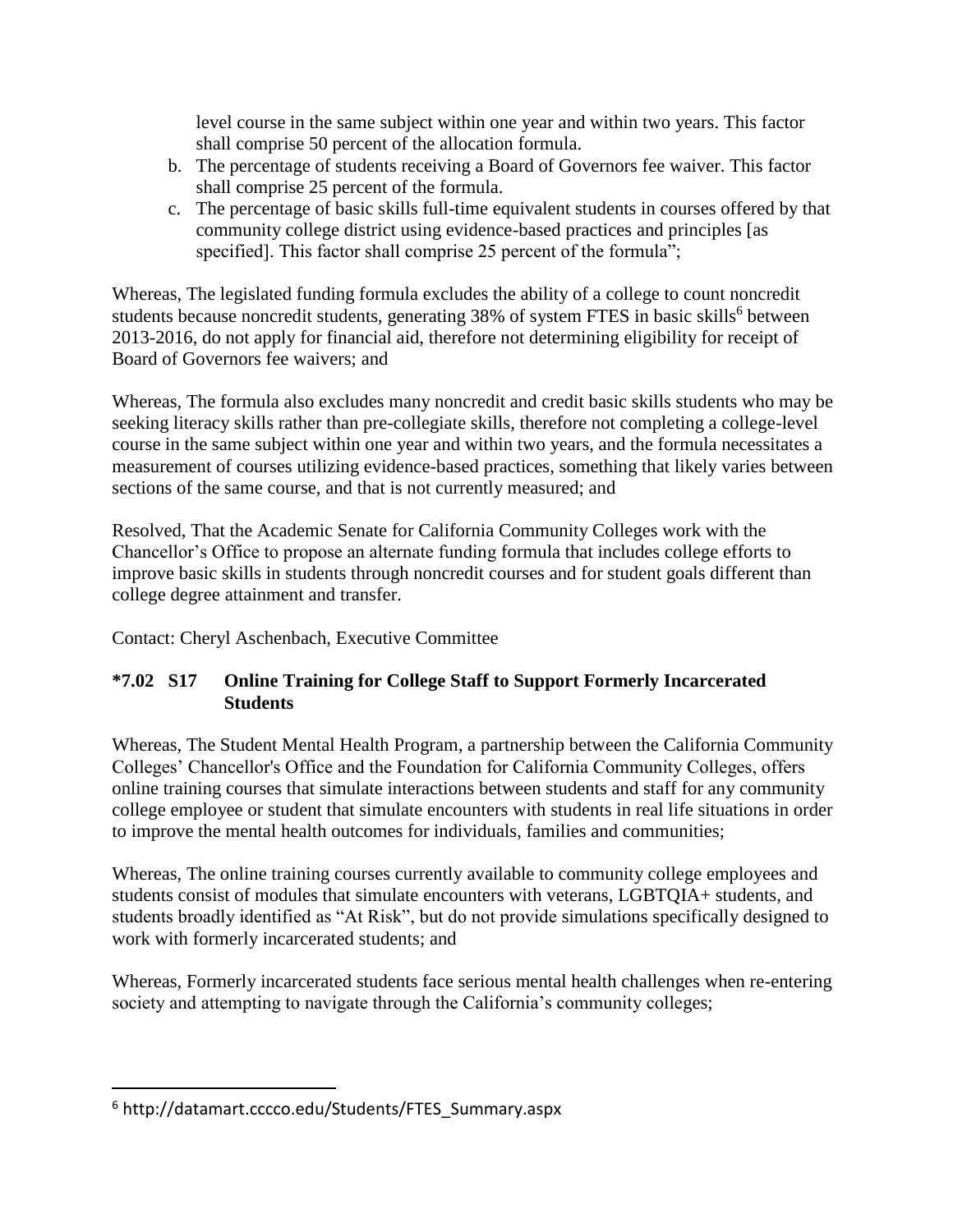level course in the same subject within one year and within two years. This factor shall comprise 50 percent of the allocation formula.

b. The percentage of students receiving a Board of Governors fee waiver. This factor shall comprise 25 percent of the formula.
c. The percentage of basic skills full-time equivalent students in courses offered by that community college district using evidence-based practices and principles [as specified]. This factor shall comprise 25 percent of the formula";

Whereas, The legislated funding formula excludes the ability of a college to count noncredit students because noncredit students, generating 38% of system FTES in basic skills[6] between 2013-2016, do not apply for financial aid, therefore not determining eligibility for receipt of Board of Governors fee waivers; and

Whereas, The formula also excludes many noncredit and credit basic skills students who may be seeking literacy skills rather than pre-collegiate skills, therefore not completing a college-level course in the same subject within one year and within two years, and the formula necessitates a measurement of courses utilizing evidence-based practices, something that likely varies between sections of the same course, and that is not currently measured; and

Resolved, That the Academic Senate for California Community Colleges work with the Chancellor's Office to propose an alternate funding formula that includes college efforts to improve basic skills in students through noncredit courses and for student goals different than college degree attainment and transfer.

Contact: Cheryl Aschenbach, Executive Committee

### *7.02 S17 Online Training for College Staff to Support Formerly Incarcerated Students

Whereas, The Student Mental Health Program, a partnership between the California Community Colleges' Chancellor's Office and the Foundation for California Community Colleges, offers online training courses that simulate interactions between students and staff for any community college employee or student that simulate encounters with students in real life situations in order to improve the mental health outcomes for individuals, families and communities;

Whereas, The online training courses currently available to community college employees and students consist of modules that simulate encounters with veterans, LGBTQIA+ students, and students broadly identified as "At Risk", but do not provide simulations specifically designed to work with formerly incarcerated students; and

Whereas, Formerly incarcerated students face serious mental health challenges when re-entering society and attempting to navigate through the California's community colleges;

---

[6] http://datamart.cccco.edu/Students/FTES_Summary.aspx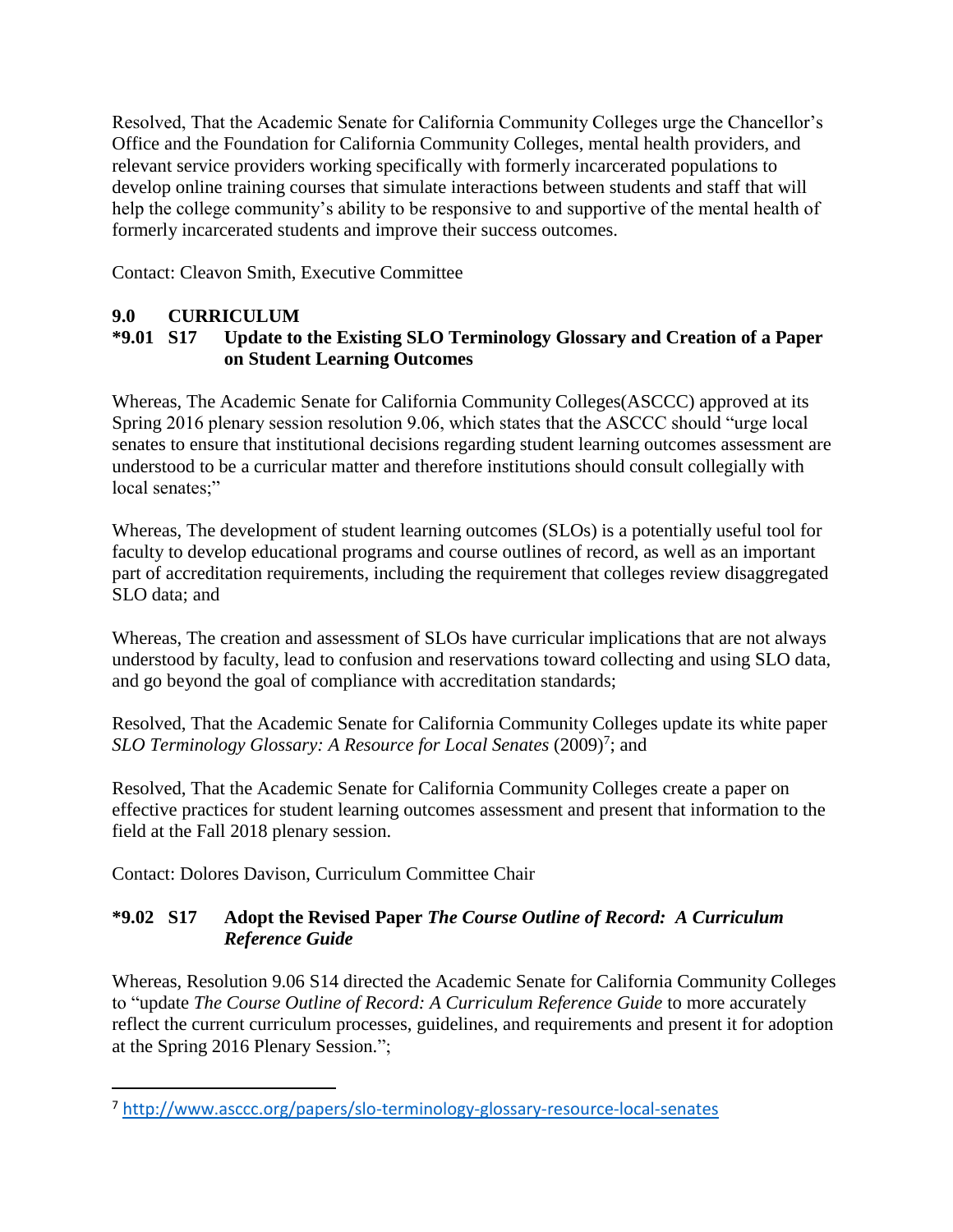Resolved, That the Academic Senate for California Community Colleges urge the Chancellor's Office and the Foundation for California Community Colleges, mental health providers, and relevant service providers working specifically with formerly incarcerated populations to develop online training courses that simulate interactions between students and staff that will help the college community's ability to be responsive to and supportive of the mental health of formerly incarcerated students and improve their success outcomes.

Contact: Cleavon Smith, Executive Committee

## 9.0 CURRICULUM

### *9.01 S17 Update to the Existing SLO Terminology Glossary and Creation of a Paper on Student Learning Outcomes

Whereas, The Academic Senate for California Community Colleges(ASCCC) approved at its Spring 2016 plenary session resolution 9.06, which states that the ASCCC should "urge local senates to ensure that institutional decisions regarding student learning outcomes assessment are understood to be a curricular matter and therefore institutions should consult collegially with local senates;"

Whereas, The development of student learning outcomes (SLOs) is a potentially useful tool for faculty to develop educational programs and course outlines of record, as well as an important part of accreditation requirements, including the requirement that colleges review disaggregated SLO data; and

Whereas, The creation and assessment of SLOs have curricular implications that are not always understood by faculty, lead to confusion and reservations toward collecting and using SLO data, and go beyond the goal of compliance with accreditation standards;

Resolved, That the Academic Senate for California Community Colleges update its white paper *SLO Terminology Glossary: A Resource for Local Senates* (2009)[7]; and

Resolved, That the Academic Senate for California Community Colleges create a paper on effective practices for student learning outcomes assessment and present that information to the field at the Fall 2018 plenary session.

Contact: Dolores Davison, Curriculum Committee Chair

### *9.02 S17 Adopt the Revised Paper *The Course Outline of Record: A Curriculum Reference Guide*

Whereas, Resolution 9.06 S14 directed the Academic Senate for California Community Colleges to "update *The Course Outline of Record: A Curriculum Reference Guide* to more accurately reflect the current curriculum processes, guidelines, and requirements and present it for adoption at the Spring 2016 Plenary Session.";

---

[7] http://www.asccc.org/papers/slo-terminology-glossary-resource-local-senates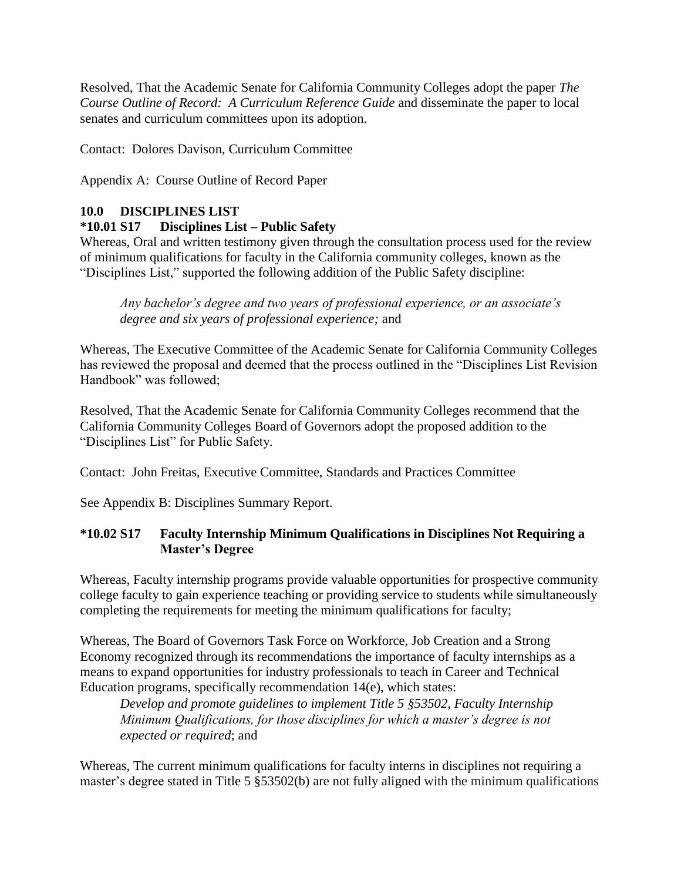Resolved, That the Academic Senate for California Community Colleges adopt the paper *The Course Outline of Record: A Curriculum Reference Guide* and disseminate the paper to local senates and curriculum committees upon its adoption.

Contact: Dolores Davison, Curriculum Committee

Appendix A: Course Outline of Record Paper

## 10.0 DISCIPLINES LIST

### *10.01 S17 Disciplines List – Public Safety

Whereas, Oral and written testimony given through the consultation process used for the review of minimum qualifications for faculty in the California community colleges, known as the "Disciplines List," supported the following addition of the Public Safety discipline:

> *Any bachelor's degree and two years of professional experience, or an associate's degree and six years of professional experience;* and

Whereas, The Executive Committee of the Academic Senate for California Community Colleges has reviewed the proposal and deemed that the process outlined in the "Disciplines List Revision Handbook" was followed;

Resolved, That the Academic Senate for California Community Colleges recommend that the California Community Colleges Board of Governors adopt the proposed addition to the "Disciplines List" for Public Safety.

Contact: John Freitas, Executive Committee, Standards and Practices Committee

See Appendix B: Disciplines Summary Report.

### *10.02 S17 Faculty Internship Minimum Qualifications in Disciplines Not Requiring a Master's Degree

Whereas, Faculty internship programs provide valuable opportunities for prospective community college faculty to gain experience teaching or providing service to students while simultaneously completing the requirements for meeting the minimum qualifications for faculty;

Whereas, The Board of Governors Task Force on Workforce, Job Creation and a Strong Economy recognized through its recommendations the importance of faculty internships as a means to expand opportunities for industry professionals to teach in Career and Technical Education programs, specifically recommendation 14(e), which states:

> *Develop and promote guidelines to implement Title 5 §53502, Faculty Internship Minimum Qualifications, for those disciplines for which a master's degree is not expected or required*; and

Whereas, The current minimum qualifications for faculty interns in disciplines not requiring a master's degree stated in Title 5 §53502(b) are not fully aligned with the minimum qualifications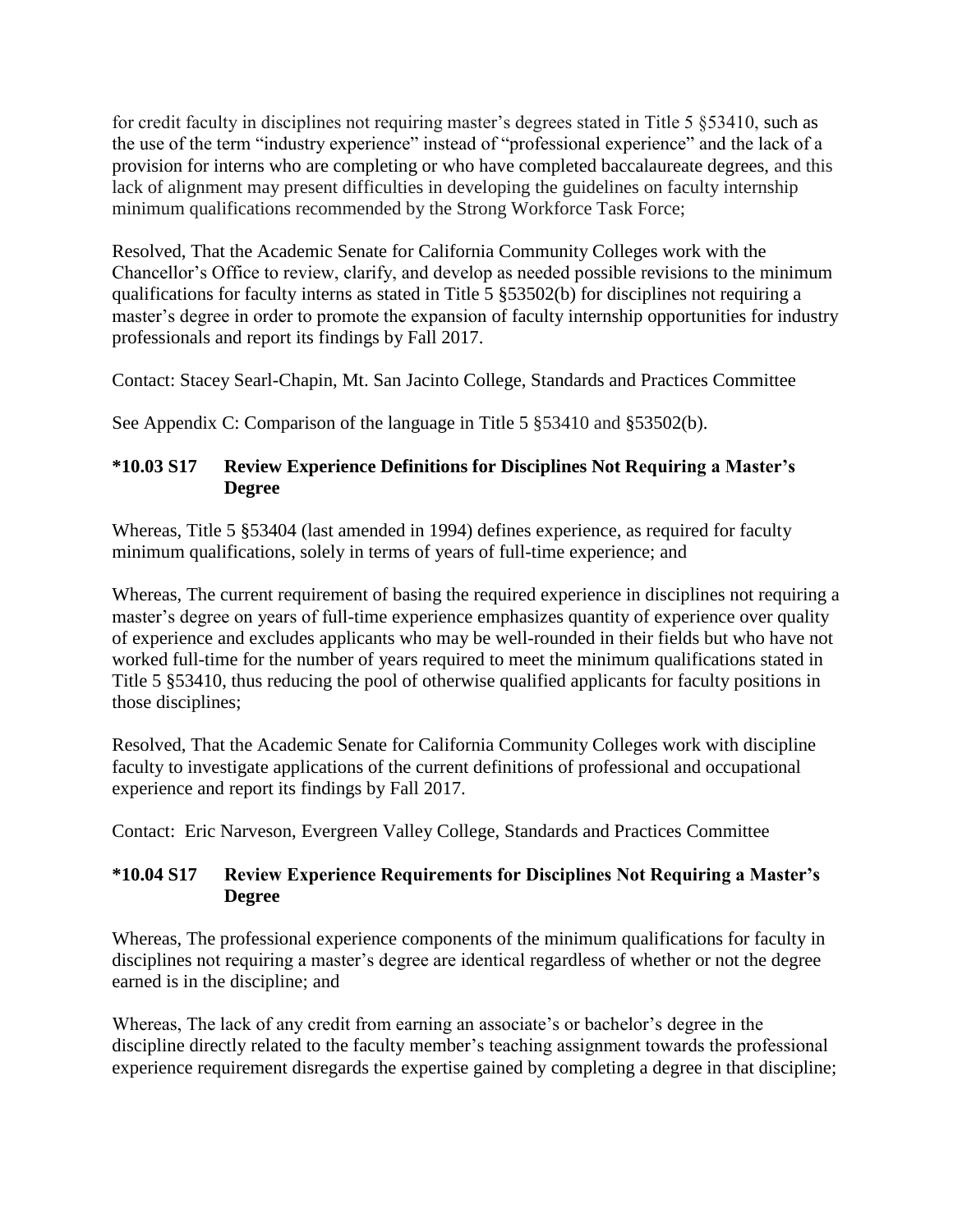for credit faculty in disciplines not requiring master's degrees stated in Title 5 §53410, such as the use of the term "industry experience" instead of "professional experience" and the lack of a provision for interns who are completing or who have completed baccalaureate degrees, and this lack of alignment may present difficulties in developing the guidelines on faculty internship minimum qualifications recommended by the Strong Workforce Task Force;

Resolved, That the Academic Senate for California Community Colleges work with the Chancellor's Office to review, clarify, and develop as needed possible revisions to the minimum qualifications for faculty interns as stated in Title 5 §53502(b) for disciplines not requiring a master's degree in order to promote the expansion of faculty internship opportunities for industry professionals and report its findings by Fall 2017.

Contact: Stacey Searl-Chapin, Mt. San Jacinto College, Standards and Practices Committee

See Appendix C: Comparison of the language in Title 5 §53410 and §53502(b).

### *10.03 S17 Review Experience Definitions for Disciplines Not Requiring a Master's Degree

Whereas, Title 5 §53404 (last amended in 1994) defines experience, as required for faculty minimum qualifications, solely in terms of years of full-time experience; and

Whereas, The current requirement of basing the required experience in disciplines not requiring a master's degree on years of full-time experience emphasizes quantity of experience over quality of experience and excludes applicants who may be well-rounded in their fields but who have not worked full-time for the number of years required to meet the minimum qualifications stated in Title 5 §53410, thus reducing the pool of otherwise qualified applicants for faculty positions in those disciplines;

Resolved, That the Academic Senate for California Community Colleges work with discipline faculty to investigate applications of the current definitions of professional and occupational experience and report its findings by Fall 2017.

Contact: Eric Narveson, Evergreen Valley College, Standards and Practices Committee

### *10.04 S17 Review Experience Requirements for Disciplines Not Requiring a Master's Degree

Whereas, The professional experience components of the minimum qualifications for faculty in disciplines not requiring a master's degree are identical regardless of whether or not the degree earned is in the discipline; and

Whereas, The lack of any credit from earning an associate's or bachelor's degree in the discipline directly related to the faculty member's teaching assignment towards the professional experience requirement disregards the expertise gained by completing a degree in that discipline;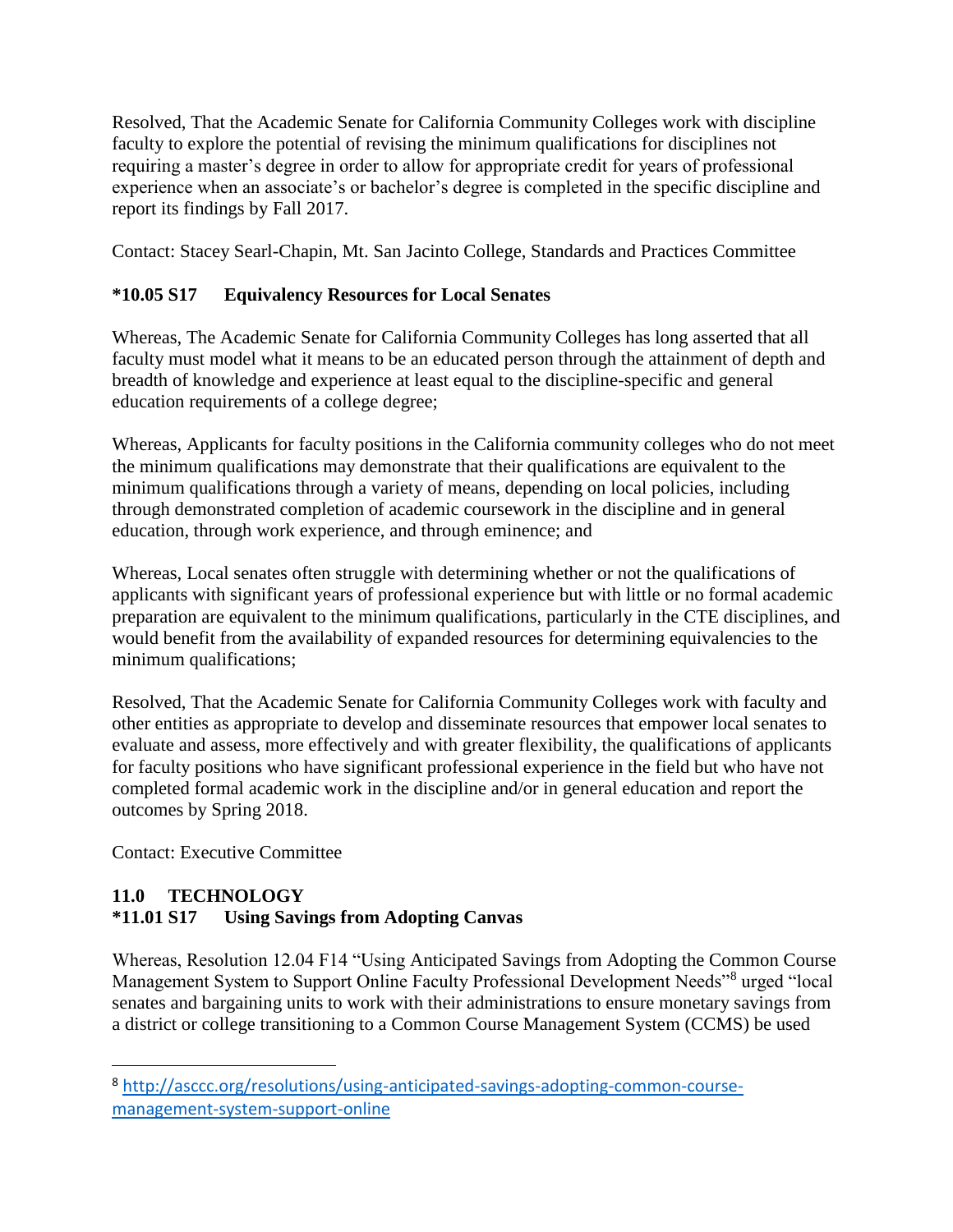Resolved, That the Academic Senate for California Community Colleges work with discipline faculty to explore the potential of revising the minimum qualifications for disciplines not requiring a master's degree in order to allow for appropriate credit for years of professional experience when an associate's or bachelor's degree is completed in the specific discipline and report its findings by Fall 2017.

Contact: Stacey Searl-Chapin, Mt. San Jacinto College, Standards and Practices Committee

### *10.05 S17 Equivalency Resources for Local Senates

Whereas, The Academic Senate for California Community Colleges has long asserted that all faculty must model what it means to be an educated person through the attainment of depth and breadth of knowledge and experience at least equal to the discipline-specific and general education requirements of a college degree;

Whereas, Applicants for faculty positions in the California community colleges who do not meet the minimum qualifications may demonstrate that their qualifications are equivalent to the minimum qualifications through a variety of means, depending on local policies, including through demonstrated completion of academic coursework in the discipline and in general education, through work experience, and through eminence; and

Whereas, Local senates often struggle with determining whether or not the qualifications of applicants with significant years of professional experience but with little or no formal academic preparation are equivalent to the minimum qualifications, particularly in the CTE disciplines, and would benefit from the availability of expanded resources for determining equivalencies to the minimum qualifications;

Resolved, That the Academic Senate for California Community Colleges work with faculty and other entities as appropriate to develop and disseminate resources that empower local senates to evaluate and assess, more effectively and with greater flexibility, the qualifications of applicants for faculty positions who have significant professional experience in the field but who have not completed formal academic work in the discipline and/or in general education and report the outcomes by Spring 2018.

Contact: Executive Committee

## 11.0 TECHNOLOGY

### *11.01 S17 Using Savings from Adopting Canvas

Whereas, Resolution 12.04 F14 "Using Anticipated Savings from Adopting the Common Course Management System to Support Online Faculty Professional Development Needs"[8] urged "local senates and bargaining units to work with their administrations to ensure monetary savings from a district or college transitioning to a Common Course Management System (CCMS) be used

[8] http://asccc.org/resolutions/using-anticipated-savings-adopting-common-course-management-system-support-online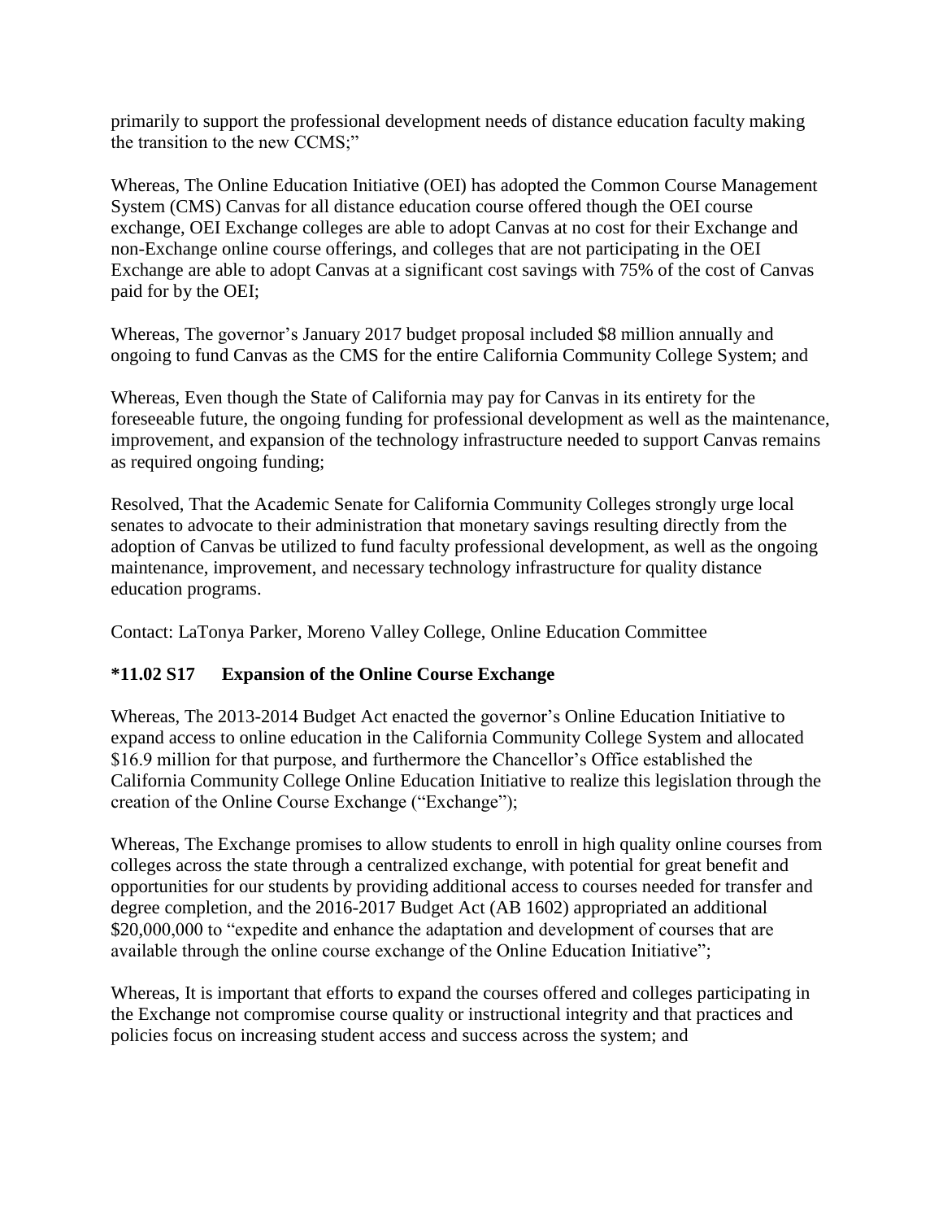primarily to support the professional development needs of distance education faculty making the transition to the new CCMS;"

Whereas, The Online Education Initiative (OEI) has adopted the Common Course Management System (CMS) Canvas for all distance education course offered though the OEI course exchange, OEI Exchange colleges are able to adopt Canvas at no cost for their Exchange and non-Exchange online course offerings, and colleges that are not participating in the OEI Exchange are able to adopt Canvas at a significant cost savings with 75% of the cost of Canvas paid for by the OEI;

Whereas, The governor's January 2017 budget proposal included $8 million annually and ongoing to fund Canvas as the CMS for the entire California Community College System; and

Whereas, Even though the State of California may pay for Canvas in its entirety for the foreseeable future, the ongoing funding for professional development as well as the maintenance, improvement, and expansion of the technology infrastructure needed to support Canvas remains as required ongoing funding;

Resolved, That the Academic Senate for California Community Colleges strongly urge local senates to advocate to their administration that monetary savings resulting directly from the adoption of Canvas be utilized to fund faculty professional development, as well as the ongoing maintenance, improvement, and necessary technology infrastructure for quality distance education programs.

Contact: LaTonya Parker, Moreno Valley College, Online Education Committee

### *11.02 S17 Expansion of the Online Course Exchange

Whereas, The 2013-2014 Budget Act enacted the governor's Online Education Initiative to expand access to online education in the California Community College System and allocated $16.9 million for that purpose, and furthermore the Chancellor's Office established the California Community College Online Education Initiative to realize this legislation through the creation of the Online Course Exchange ("Exchange");

Whereas, The Exchange promises to allow students to enroll in high quality online courses from colleges across the state through a centralized exchange, with potential for great benefit and opportunities for our students by providing additional access to courses needed for transfer and degree completion, and the 2016-2017 Budget Act (AB 1602) appropriated an additional $20,000,000 to "expedite and enhance the adaptation and development of courses that are available through the online course exchange of the Online Education Initiative";

Whereas, It is important that efforts to expand the courses offered and colleges participating in the Exchange not compromise course quality or instructional integrity and that practices and policies focus on increasing student access and success across the system; and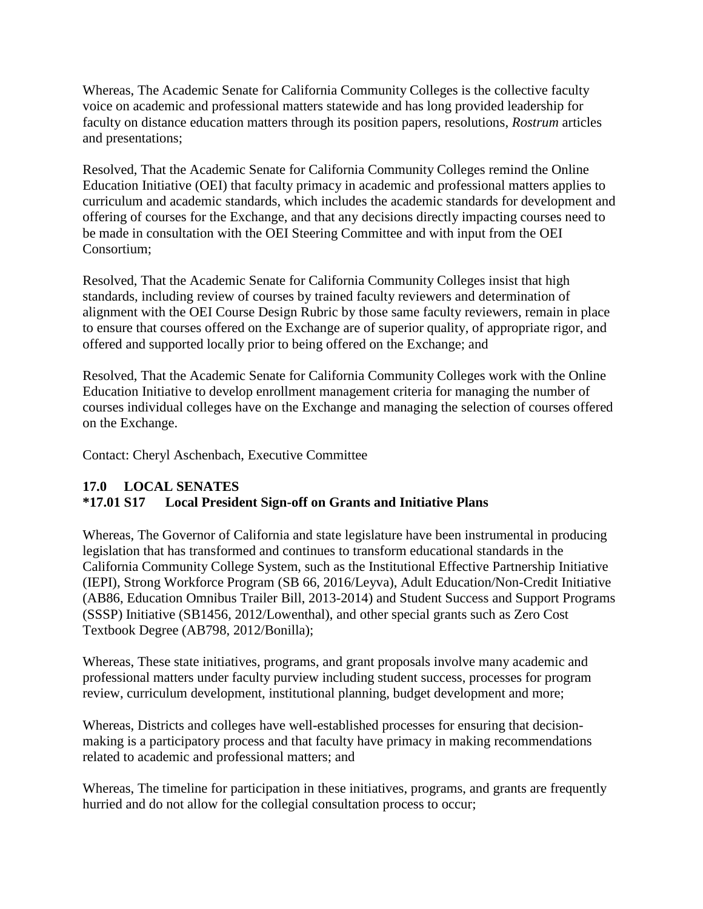Whereas, The Academic Senate for California Community Colleges is the collective faculty voice on academic and professional matters statewide and has long provided leadership for faculty on distance education matters through its position papers, resolutions, *Rostrum* articles and presentations;

Resolved, That the Academic Senate for California Community Colleges remind the Online Education Initiative (OEI) that faculty primacy in academic and professional matters applies to curriculum and academic standards, which includes the academic standards for development and offering of courses for the Exchange, and that any decisions directly impacting courses need to be made in consultation with the OEI Steering Committee and with input from the OEI Consortium;

Resolved, That the Academic Senate for California Community Colleges insist that high standards, including review of courses by trained faculty reviewers and determination of alignment with the OEI Course Design Rubric by those same faculty reviewers, remain in place to ensure that courses offered on the Exchange are of superior quality, of appropriate rigor, and offered and supported locally prior to being offered on the Exchange; and

Resolved, That the Academic Senate for California Community Colleges work with the Online Education Initiative to develop enrollment management criteria for managing the number of courses individual colleges have on the Exchange and managing the selection of courses offered on the Exchange.

Contact: Cheryl Aschenbach, Executive Committee

## 17.0 LOCAL SENATES

### *17.01 S17 Local President Sign-off on Grants and Initiative Plans

Whereas, The Governor of California and state legislature have been instrumental in producing legislation that has transformed and continues to transform educational standards in the California Community College System, such as the Institutional Effective Partnership Initiative (IEPI), Strong Workforce Program (SB 66, 2016/Leyva), Adult Education/Non-Credit Initiative (AB86, Education Omnibus Trailer Bill, 2013-2014) and Student Success and Support Programs (SSSP) Initiative (SB1456, 2012/Lowenthal), and other special grants such as Zero Cost Textbook Degree (AB798, 2012/Bonilla);

Whereas, These state initiatives, programs, and grant proposals involve many academic and professional matters under faculty purview including student success, processes for program review, curriculum development, institutional planning, budget development and more;

Whereas, Districts and colleges have well-established processes for ensuring that decision-making is a participatory process and that faculty have primacy in making recommendations related to academic and professional matters; and

Whereas, The timeline for participation in these initiatives, programs, and grants are frequently hurried and do not allow for the collegial consultation process to occur;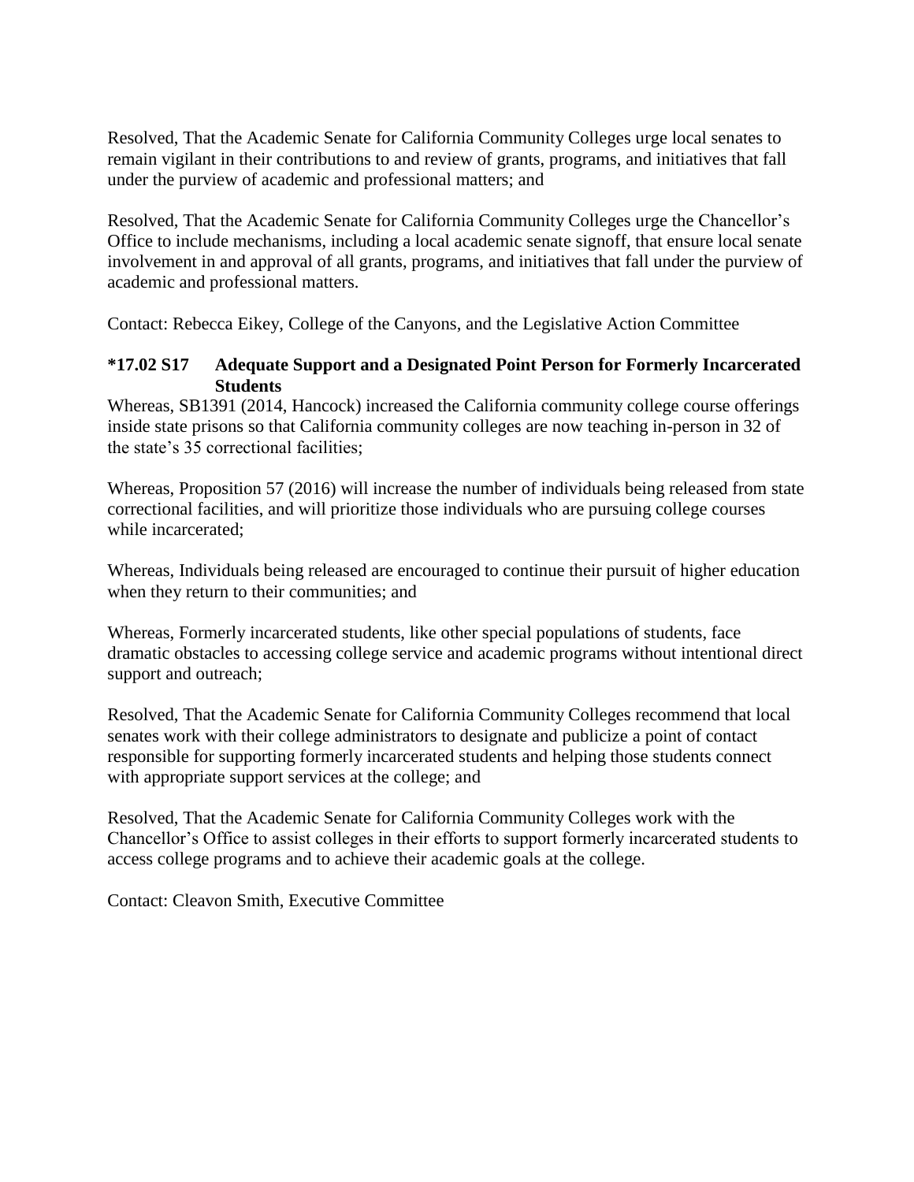Resolved, That the Academic Senate for California Community Colleges urge local senates to remain vigilant in their contributions to and review of grants, programs, and initiatives that fall under the purview of academic and professional matters; and

Resolved, That the Academic Senate for California Community Colleges urge the Chancellor's Office to include mechanisms, including a local academic senate signoff, that ensure local senate involvement in and approval of all grants, programs, and initiatives that fall under the purview of academic and professional matters.

Contact: Rebecca Eikey, College of the Canyons, and the Legislative Action Committee

### *17.02 S17 Adequate Support and a Designated Point Person for Formerly Incarcerated Students

Whereas, SB1391 (2014, Hancock) increased the California community college course offerings inside state prisons so that California community colleges are now teaching in-person in 32 of the state's 35 correctional facilities;

Whereas, Proposition 57 (2016) will increase the number of individuals being released from state correctional facilities, and will prioritize those individuals who are pursuing college courses while incarcerated;

Whereas, Individuals being released are encouraged to continue their pursuit of higher education when they return to their communities; and

Whereas, Formerly incarcerated students, like other special populations of students, face dramatic obstacles to accessing college service and academic programs without intentional direct support and outreach;

Resolved, That the Academic Senate for California Community Colleges recommend that local senates work with their college administrators to designate and publicize a point of contact responsible for supporting formerly incarcerated students and helping those students connect with appropriate support services at the college; and

Resolved, That the Academic Senate for California Community Colleges work with the Chancellor's Office to assist colleges in their efforts to support formerly incarcerated students to access college programs and to achieve their academic goals at the college.

Contact: Cleavon Smith, Executive Committee